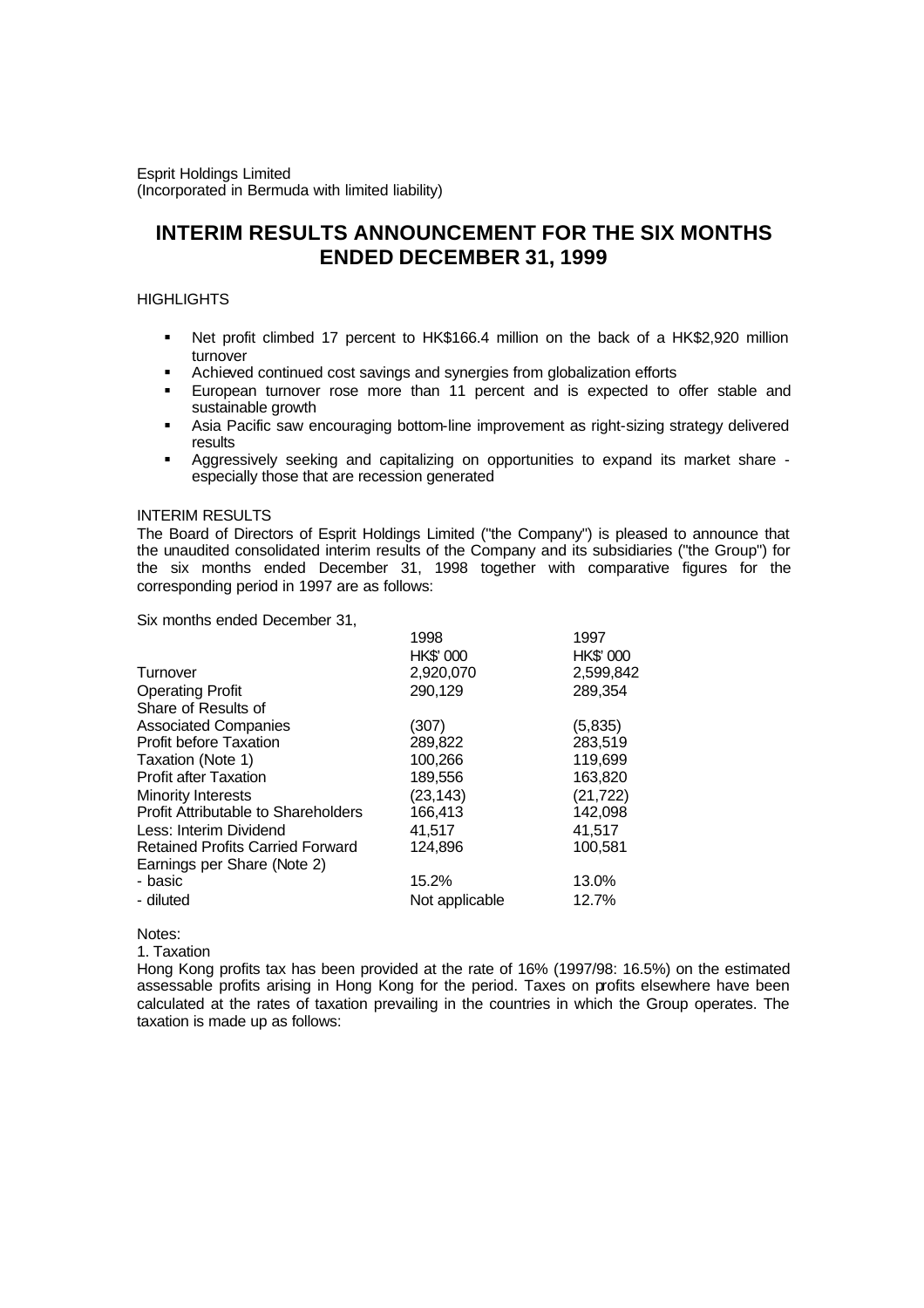Esprit Holdings Limited
(Incorporated in Bermuda with limited liability)

# INTERIM RESULTS ANNOUNCEMENT FOR THE SIX MONTHS ENDED DECEMBER 31, 1999

HIGHLIGHTS

- Net profit climbed 17 percent to HK$166.4 million on the back of a HK$2,920 million turnover
- Achieved continued cost savings and synergies from globalization efforts
- European turnover rose more than 11 percent and is expected to offer stable and sustainable growth
- Asia Pacific saw encouraging bottom-line improvement as right-sizing strategy delivered results
- Aggressively seeking and capitalizing on opportunities to expand its market share - especially those that are recession generated

INTERIM RESULTS

The Board of Directors of Esprit Holdings Limited ("the Company") is pleased to announce that the unaudited consolidated interim results of the Company and its subsidiaries ("the Group") for the six months ended December 31, 1998 together with comparative figures for the corresponding period in 1997 are as follows:

Six months ended December 31,

| | 1998 | 1997 |
|---|---|---|
| | HK$' 000 | HK$' 000 |
| Turnover | 2,920,070 | 2,599,842 |
| Operating Profit | 290,129 | 289,354 |
| Share of Results of Associated Companies | (307) | (5,835) |
| Profit before Taxation | 289,822 | 283,519 |
| Taxation (Note 1) | 100,266 | 119,699 |
| Profit after Taxation | 189,556 | 163,820 |
| Minority Interests | (23,143) | (21,722) |
| Profit Attributable to Shareholders | 166,413 | 142,098 |
| Less: Interim Dividend | 41,517 | 41,517 |
| Retained Profits Carried Forward | 124,896 | 100,581 |
| Earnings per Share (Note 2) | | |
| - basic | 15.2% | 13.0% |
| - diluted | Not applicable | 12.7% |

Notes:

1. Taxation

Hong Kong profits tax has been provided at the rate of 16% (1997/98: 16.5%) on the estimated assessable profits arising in Hong Kong for the period. Taxes on profits elsewhere have been calculated at the rates of taxation prevailing in the countries in which the Group operates. The taxation is made up as follows: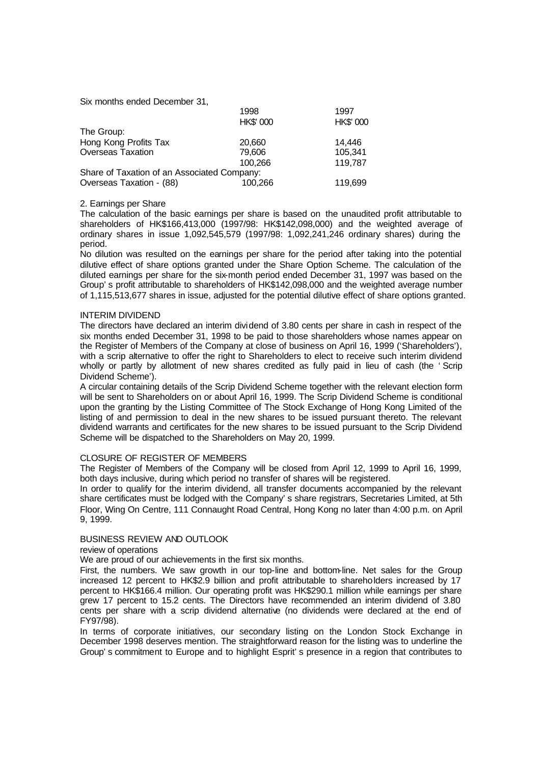Six months ended December 31,

| | 1998 | 1997 |
|---|---|---|
| | HK$' 000 | HK$' 000 |
| The Group: | | |
| Hong Kong Profits Tax | 20,660 | 14,446 |
| Overseas Taxation | 79,606 | 105,341 |
| | 100,266 | 119,787 |
| Share of Taxation of an Associated Company: | | |
| Overseas Taxation - (88) | 100,266 | 119,699 |

2. Earnings per Share

The calculation of the basic earnings per share is based on the unaudited profit attributable to shareholders of HK$166,413,000 (1997/98: HK$142,098,000) and the weighted average of ordinary shares in issue 1,092,545,579 (1997/98: 1,092,241,246 ordinary shares) during the period.

No dilution was resulted on the earnings per share for the period after taking into the potential dilutive effect of share options granted under the Share Option Scheme. The calculation of the diluted earnings per share for the six-month period ended December 31, 1997 was based on the Group' s profit attributable to shareholders of HK$142,098,000 and the weighted average number of 1,115,513,677 shares in issue, adjusted for the potential dilutive effect of share options granted.

INTERIM DIVIDEND

The directors have declared an interim dividend of 3.80 cents per share in cash in respect of the six months ended December 31, 1998 to be paid to those shareholders whose names appear on the Register of Members of the Company at close of business on April 16, 1999 ('Shareholders'), with a scrip alternative to offer the right to Shareholders to elect to receive such interim dividend wholly or partly by allotment of new shares credited as fully paid in lieu of cash (the ' Scrip Dividend Scheme').

A circular containing details of the Scrip Dividend Scheme together with the relevant election form will be sent to Shareholders on or about April 16, 1999. The Scrip Dividend Scheme is conditional upon the granting by the Listing Committee of The Stock Exchange of Hong Kong Limited of the listing of and permission to deal in the new shares to be issued pursuant thereto. The relevant dividend warrants and certificates for the new shares to be issued pursuant to the Scrip Dividend Scheme will be dispatched to the Shareholders on May 20, 1999.

CLOSURE OF REGISTER OF MEMBERS

The Register of Members of the Company will be closed from April 12, 1999 to April 16, 1999, both days inclusive, during which period no transfer of shares will be registered.

In order to qualify for the interim dividend, all transfer documents accompanied by the relevant share certificates must be lodged with the Company' s share registrars, Secretaries Limited, at 5th Floor, Wing On Centre, 111 Connaught Road Central, Hong Kong no later than 4:00 p.m. on April 9, 1999.

BUSINESS REVIEW AND OUTLOOK

review of operations

We are proud of our achievements in the first six months.

First, the numbers. We saw growth in our top-line and bottom-line. Net sales for the Group increased 12 percent to HK$2.9 billion and profit attributable to shareholders increased by 17 percent to HK$166.4 million. Our operating profit was HK$290.1 million while earnings per share grew 17 percent to 15.2 cents. The Directors have recommended an interim dividend of 3.80 cents per share with a scrip dividend alternative (no dividends were declared at the end of FY97/98).

In terms of corporate initiatives, our secondary listing on the London Stock Exchange in December 1998 deserves mention. The straightforward reason for the listing was to underline the Group' s commitment to Europe and to highlight Esprit' s presence in a region that contributes to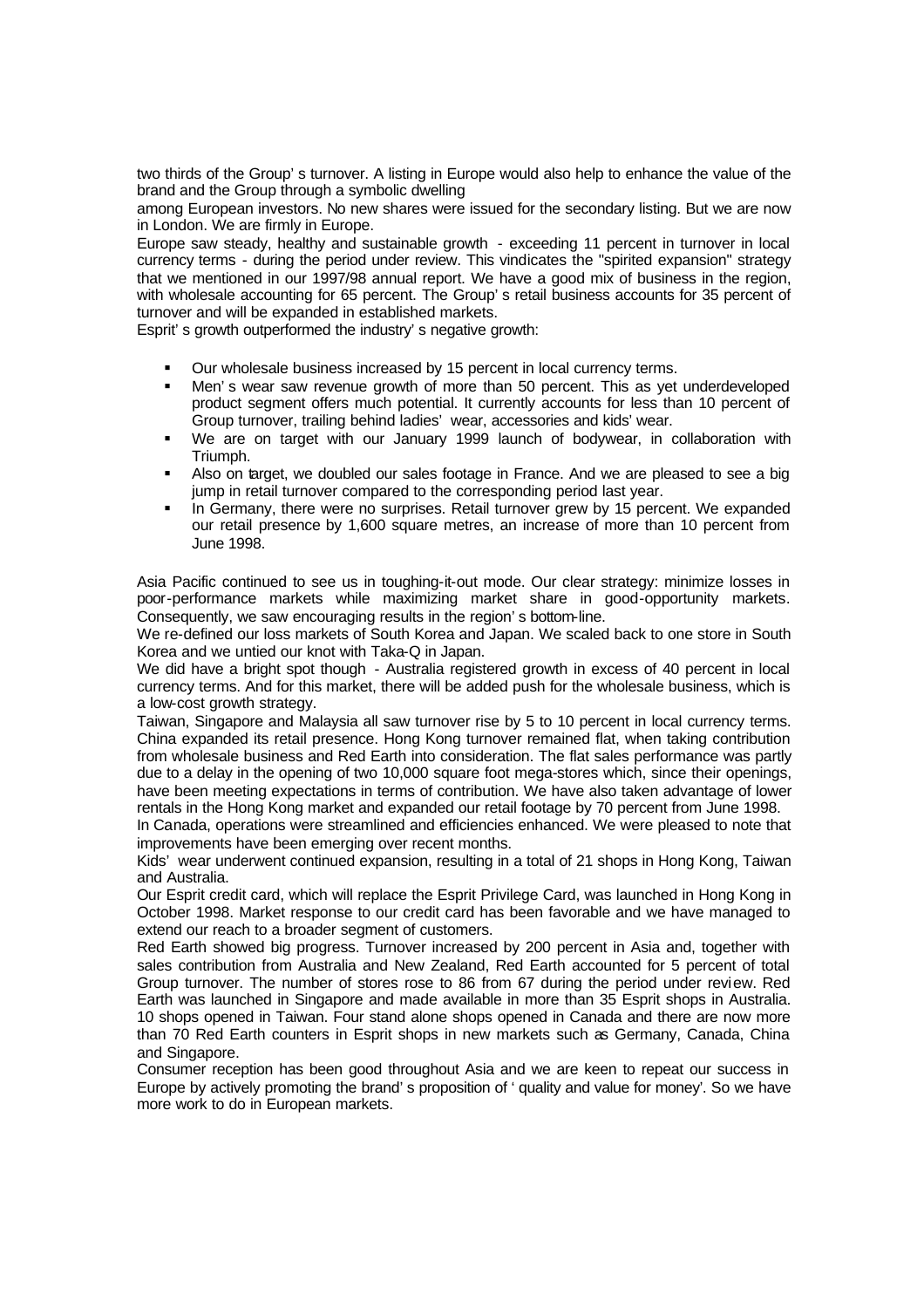two thirds of the Group' s turnover. A listing in Europe would also help to enhance the value of the brand and the Group through a symbolic dwelling
among European investors. No new shares were issued for the secondary listing. But we are now in London. We are firmly in Europe.

Europe saw steady, healthy and sustainable growth - exceeding 11 percent in turnover in local currency terms - during the period under review. This vindicates the "spirited expansion" strategy that we mentioned in our 1997/98 annual report. We have a good mix of business in the region, with wholesale accounting for 65 percent. The Group' s retail business accounts for 35 percent of turnover and will be expanded in established markets.

Esprit' s growth outperformed the industry' s negative growth:

- Our wholesale business increased by 15 percent in local currency terms.
- Men' s wear saw revenue growth of more than 50 percent. This as yet underdeveloped product segment offers much potential. It currently accounts for less than 10 percent of Group turnover, trailing behind ladies' wear, accessories and kids' wear.
- We are on target with our January 1999 launch of bodywear, in collaboration with Triumph.
- Also on target, we doubled our sales footage in France. And we are pleased to see a big jump in retail turnover compared to the corresponding period last year.
- In Germany, there were no surprises. Retail turnover grew by 15 percent. We expanded our retail presence by 1,600 square metres, an increase of more than 10 percent from June 1998.

Asia Pacific continued to see us in toughing-it-out mode. Our clear strategy: minimize losses in poor-performance markets while maximizing market share in good-opportunity markets. Consequently, we saw encouraging results in the region' s bottom-line.

We re-defined our loss markets of South Korea and Japan. We scaled back to one store in South Korea and we untied our knot with Taka-Q in Japan.

We did have a bright spot though - Australia registered growth in excess of 40 percent in local currency terms. And for this market, there will be added push for the wholesale business, which is a low-cost growth strategy.

Taiwan, Singapore and Malaysia all saw turnover rise by 5 to 10 percent in local currency terms. China expanded its retail presence. Hong Kong turnover remained flat, when taking contribution from wholesale business and Red Earth into consideration. The flat sales performance was partly due to a delay in the opening of two 10,000 square foot mega-stores which, since their openings, have been meeting expectations in terms of contribution. We have also taken advantage of lower rentals in the Hong Kong market and expanded our retail footage by 70 percent from June 1998.

In Canada, operations were streamlined and efficiencies enhanced. We were pleased to note that improvements have been emerging over recent months.

Kids' wear underwent continued expansion, resulting in a total of 21 shops in Hong Kong, Taiwan and Australia.

Our Esprit credit card, which will replace the Esprit Privilege Card, was launched in Hong Kong in October 1998. Market response to our credit card has been favorable and we have managed to extend our reach to a broader segment of customers.

Red Earth showed big progress. Turnover increased by 200 percent in Asia and, together with sales contribution from Australia and New Zealand, Red Earth accounted for 5 percent of total Group turnover. The number of stores rose to 86 from 67 during the period under review. Red Earth was launched in Singapore and made available in more than 35 Esprit shops in Australia. 10 shops opened in Taiwan. Four stand alone shops opened in Canada and there are now more than 70 Red Earth counters in Esprit shops in new markets such as Germany, Canada, China and Singapore.

Consumer reception has been good throughout Asia and we are keen to repeat our success in Europe by actively promoting the brand' s proposition of ' quality and value for money'. So we have more work to do in European markets.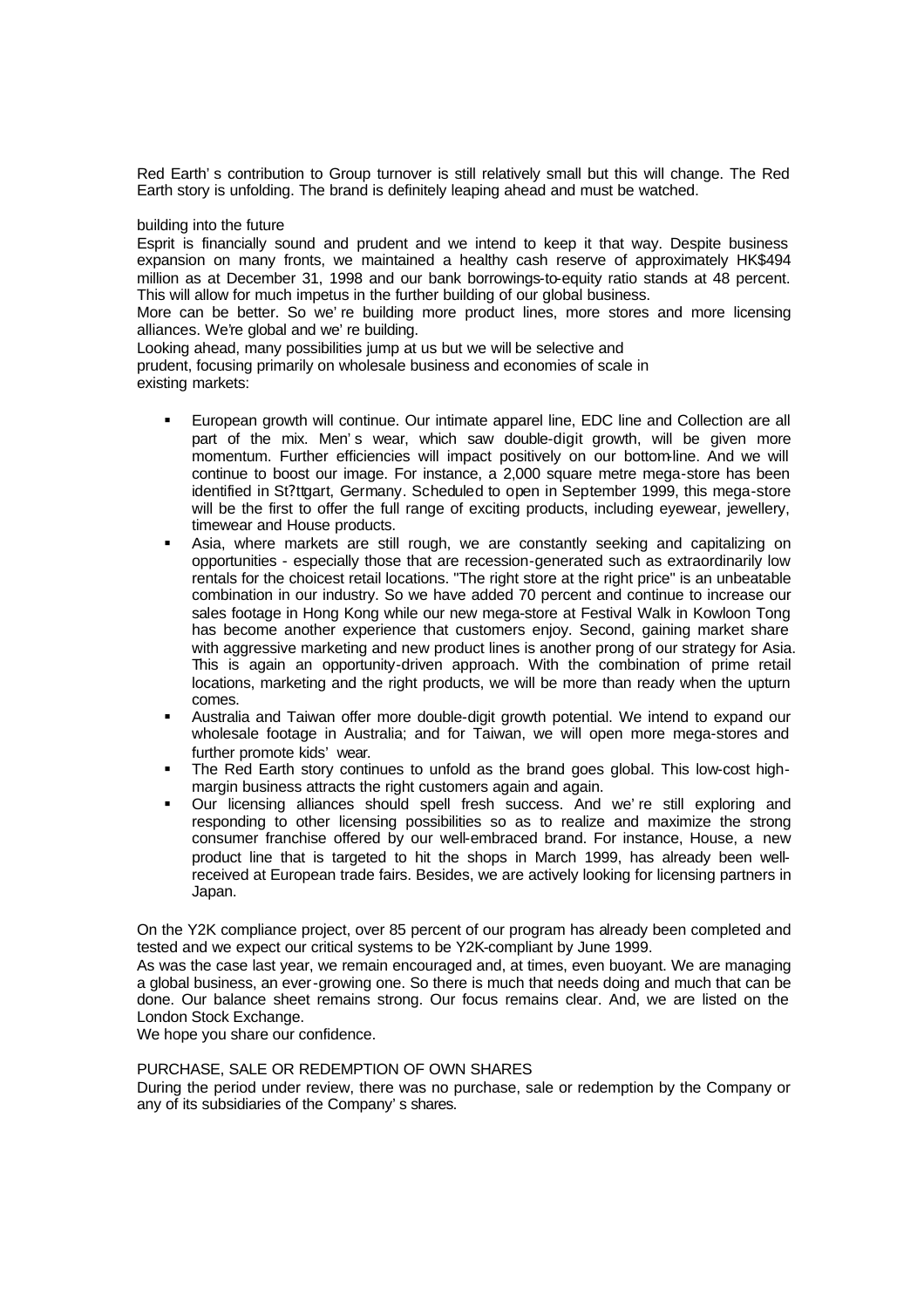Red Earth' s contribution to Group turnover is still relatively small but this will change. The Red Earth story is unfolding. The brand is definitely leaping ahead and must be watched.

building into the future

Esprit is financially sound and prudent and we intend to keep it that way. Despite business expansion on many fronts, we maintained a healthy cash reserve of approximately HK$494 million as at December 31, 1998 and our bank borrowings-to-equity ratio stands at 48 percent. This will allow for much impetus in the further building of our global business.

More can be better. So we' re building more product lines, more stores and more licensing alliances. We're global and we' re building.

Looking ahead, many possibilities jump at us but we will be selective and prudent, focusing primarily on wholesale business and economies of scale in existing markets:

- European growth will continue. Our intimate apparel line, EDC line and Collection are all part of the mix. Men' s wear, which saw double-digit growth, will be given more momentum. Further efficiencies will impact positively on our bottom-line. And we will continue to boost our image. For instance, a 2,000 square metre mega-store has been identified in St?ttgart, Germany. Scheduled to open in September 1999, this mega-store will be the first to offer the full range of exciting products, including eyewear, jewellery, timewear and House products.
- Asia, where markets are still rough, we are constantly seeking and capitalizing on opportunities - especially those that are recession-generated such as extraordinarily low rentals for the choicest retail locations. "The right store at the right price" is an unbeatable combination in our industry. So we have added 70 percent and continue to increase our sales footage in Hong Kong while our new mega-store at Festival Walk in Kowloon Tong has become another experience that customers enjoy. Second, gaining market share with aggressive marketing and new product lines is another prong of our strategy for Asia. This is again an opportunity-driven approach. With the combination of prime retail locations, marketing and the right products, we will be more than ready when the upturn comes.
- Australia and Taiwan offer more double-digit growth potential. We intend to expand our wholesale footage in Australia; and for Taiwan, we will open more mega-stores and further promote kids' wear.
- The Red Earth story continues to unfold as the brand goes global. This low-cost high-margin business attracts the right customers again and again.
- Our licensing alliances should spell fresh success. And we' re still exploring and responding to other licensing possibilities so as to realize and maximize the strong consumer franchise offered by our well-embraced brand. For instance, House, a new product line that is targeted to hit the shops in March 1999, has already been well-received at European trade fairs. Besides, we are actively looking for licensing partners in Japan.

On the Y2K compliance project, over 85 percent of our program has already been completed and tested and we expect our critical systems to be Y2K-compliant by June 1999.

As was the case last year, we remain encouraged and, at times, even buoyant. We are managing a global business, an ever-growing one. So there is much that needs doing and much that can be done. Our balance sheet remains strong. Our focus remains clear. And, we are listed on the London Stock Exchange.

We hope you share our confidence.

PURCHASE, SALE OR REDEMPTION OF OWN SHARES

During the period under review, there was no purchase, sale or redemption by the Company or any of its subsidiaries of the Company' s shares.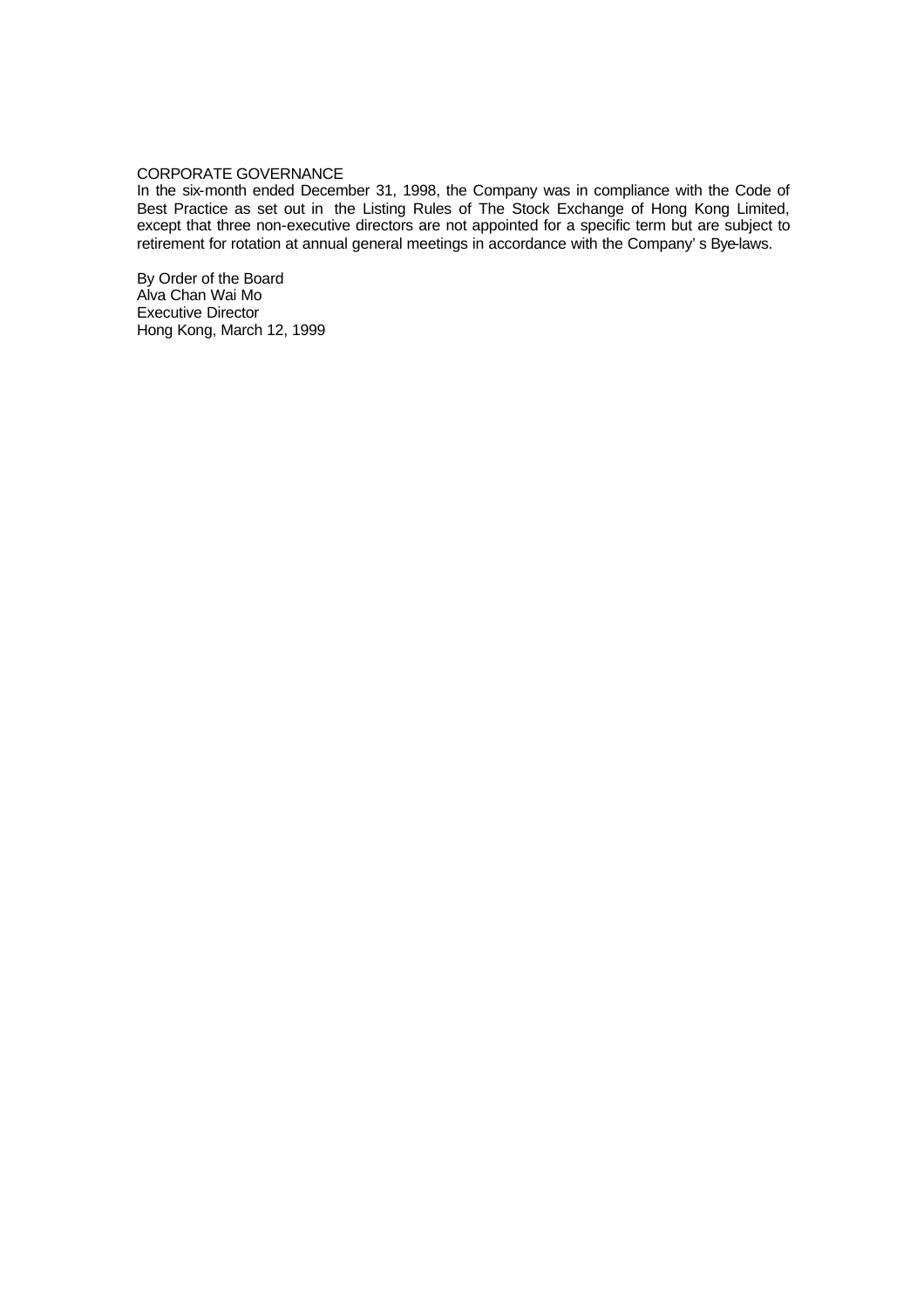## CORPORATE GOVERNANCE

In the six-month ended December 31, 1998, the Company was in compliance with the Code of Best Practice as set out in the Listing Rules of The Stock Exchange of Hong Kong Limited, except that three non-executive directors are not appointed for a specific term but are subject to retirement for rotation at annual general meetings in accordance with the Company's Bye-laws.

By Order of the Board
Alva Chan Wai Mo
Executive Director
Hong Kong, March 12, 1999